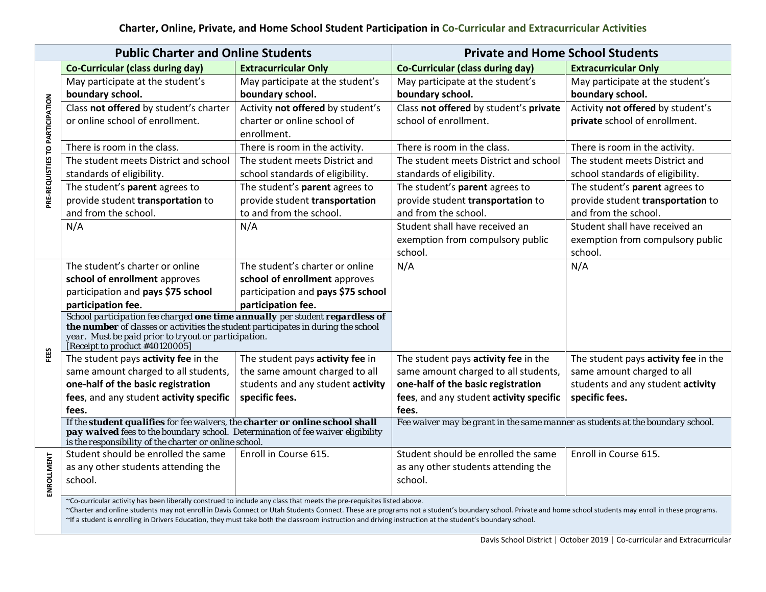# Charter, Online, Private, and Home School Student Participation in Co-Curricular and Extracurricular Activities

| | Public Charter and Online Students | | Private and Home School Students | |
|---|---|---|---|---|
| | **Co-Curricular (class during day)** | **Extracurricular Only** | **Co-Curricular (class during day)** | **Extracurricular Only** |
| **PRE-REQUISTIES TO PARTICIPATION** | May participate at the student's **boundary school.** | May participate at the student's **boundary school.** | May participate at the student's **boundary school.** | May participate at the student's **boundary school.** |
| | Class **not offered** by student's charter or online school of enrollment. | Activity **not offered** by student's charter or online school of enrollment. | Class **not offered** by student's **private** school of enrollment. | Activity **not offered** by student's **private** school of enrollment. |
| | There is room in the class. | There is room in the activity. | There is room in the class. | There is room in the activity. |
| | The student meets District and school standards of eligibility. | The student meets District and school standards of eligibility. | The student meets District and school standards of eligibility. | The student meets District and school standards of eligibility. |
| | The student's **parent** agrees to provide student **transportation** to and from the school. | The student's **parent** agrees to provide student **transportation** to and from the school. | The student's **parent** agrees to provide student **transportation** to and from the school. | The student's **parent** agrees to provide student **transportation** to and from the school. |
| | N/A | N/A | Student shall have received an exemption from compulsory public school. | Student shall have received an exemption from compulsory public school. |
| **FEES** | The student's charter or online **school of enrollment** approves participation and **pays $75 school participation fee.** | The student's charter or online **school of enrollment** approves participation and **pays $75 school participation fee.** | N/A | N/A |
| | *School participation fee charged **one time annually** per student **regardless of the number** of classes or activities the student participates in during the school year. Must be paid prior to tryout or participation. [Receipt to product #40120005]* | | | |
| | The student pays **activity fee** in the same amount charged to all students, **one-half of the basic registration fees**, and any student **activity specific fees.** | The student pays **activity fee** in the same amount charged to all students and any student **activity specific fees.** | The student pays **activity fee** in the same amount charged to all students, **one-half of the basic registration fees**, and any student **activity specific fees.** | The student pays **activity fee** in the same amount charged to all students and any student **activity specific fees.** |
| | *If the **student qualifies** for fee waivers, the **charter or online school shall pay waived** fees to the boundary school. Determination of fee waiver eligibility is the responsibility of the charter or online school.* | | *Fee waiver may be grant in the same manner as students at the boundary school.* | |
| **ENROLLMENT** | Student should be enrolled the same as any other students attending the school. | Enroll in Course 615. | Student should be enrolled the same as any other students attending the school. | Enroll in Course 615. |

~Co-curricular activity has been liberally construed to include any class that meets the pre-requisites listed above.
~Charter and online students may not enroll in Davis Connect or Utah Students Connect. These are programs not a student's boundary school. Private and home school students may enroll in these programs.
~If a student is enrolling in Drivers Education, they must take both the classroom instruction and driving instruction at the student's boundary school.

Davis School District | October 2019 | Co-curricular and Extracurricular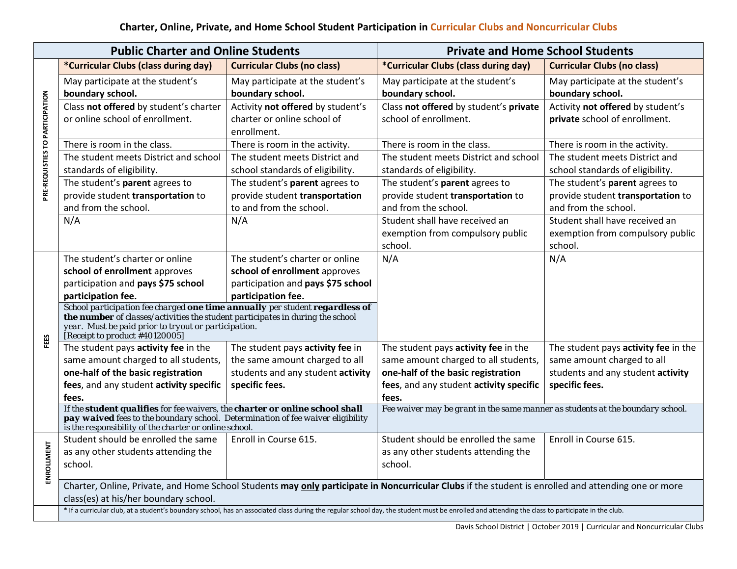**Charter, Online, Private, and Home School Student Participation in Curricular Clubs and Noncurricular Clubs**

| | Public Charter and Online Students | | Private and Home School Students | |
|---|---|---|---|---|
| | ***Curricular Clubs (class during day)** | **Curricular Clubs (no class)** | ***Curricular Clubs (class during day)** | **Curricular Clubs (no class)** |
| **PRE-REQUISTIES TO PARTICIPATION** | May participate at the student's **boundary school.** | May participate at the student's **boundary school.** | May participate at the student's **boundary school.** | May participate at the student's **boundary school.** |
| | Class **not offered** by student's charter or online school of enrollment. | Activity **not offered** by student's charter or online school of enrollment. | Class **not offered** by student's **private** school of enrollment. | Activity **not offered** by student's **private** school of enrollment. |
| | There is room in the class. | There is room in the activity. | There is room in the class. | There is room in the activity. |
| | The student meets District and school standards of eligibility. | The student meets District and school standards of eligibility. | The student meets District and school standards of eligibility. | The student meets District and school standards of eligibility. |
| | The student's **parent** agrees to provide student **transportation** to and from the school. | The student's **parent** agrees to provide student **transportation** to and from the school. | The student's **parent** agrees to provide student **transportation** to and from the school. | The student's **parent** agrees to provide student **transportation** to and from the school. |
| | N/A | N/A | Student shall have received an exemption from compulsory public school. | Student shall have received an exemption from compulsory public school. |
| **FEES** | The student's charter or online **school of enrollment** approves participation and **pays $75 school participation fee.** | The student's charter or online **school of enrollment** approves participation and **pays $75 school participation fee.** | N/A | N/A |
| | *School participation fee charged **one time annually** per student **regardless of the number** of classes/activities the student participates in during the school year. Must be paid prior to tryout or participation. [Receipt to product #40120005]* | | | |
| | The student pays **activity fee** in the same amount charged to all students, **one-half of the basic registration fees**, and any student **activity specific fees.** | The student pays **activity fee** in the same amount charged to all students and any student **activity specific fees.** | The student pays **activity fee** in the same amount charged to all students, **one-half of the basic registration fees**, and any student **activity specific fees.** | The student pays **activity fee** in the same amount charged to all students and any student **activity specific fees.** |
| | *If the **student qualifies** for fee waivers, the **charter or online school shall pay waived** fees to the boundary school. Determination of fee waiver eligibility is the responsibility of the charter or online school.* | | *Fee waiver may be grant in the same manner as students at the boundary school.* | |
| **ENROLLMENT** | Student should be enrolled the same as any other students attending the school. | Enroll in Course 615. | Student should be enrolled the same as any other students attending the school. | Enroll in Course 615. |
| | Charter, Online, Private, and Home School Students **may only participate in Noncurricular Clubs** if the student is enrolled and attending one or more class(es) at his/her boundary school. | | | |
| | * If a curricular club, at a student's boundary school, has an associated class during the regular school day, the student must be enrolled and attending the class to participate in the club. | | | |

Davis School District | October 2019 | Curricular and Noncurricular Clubs